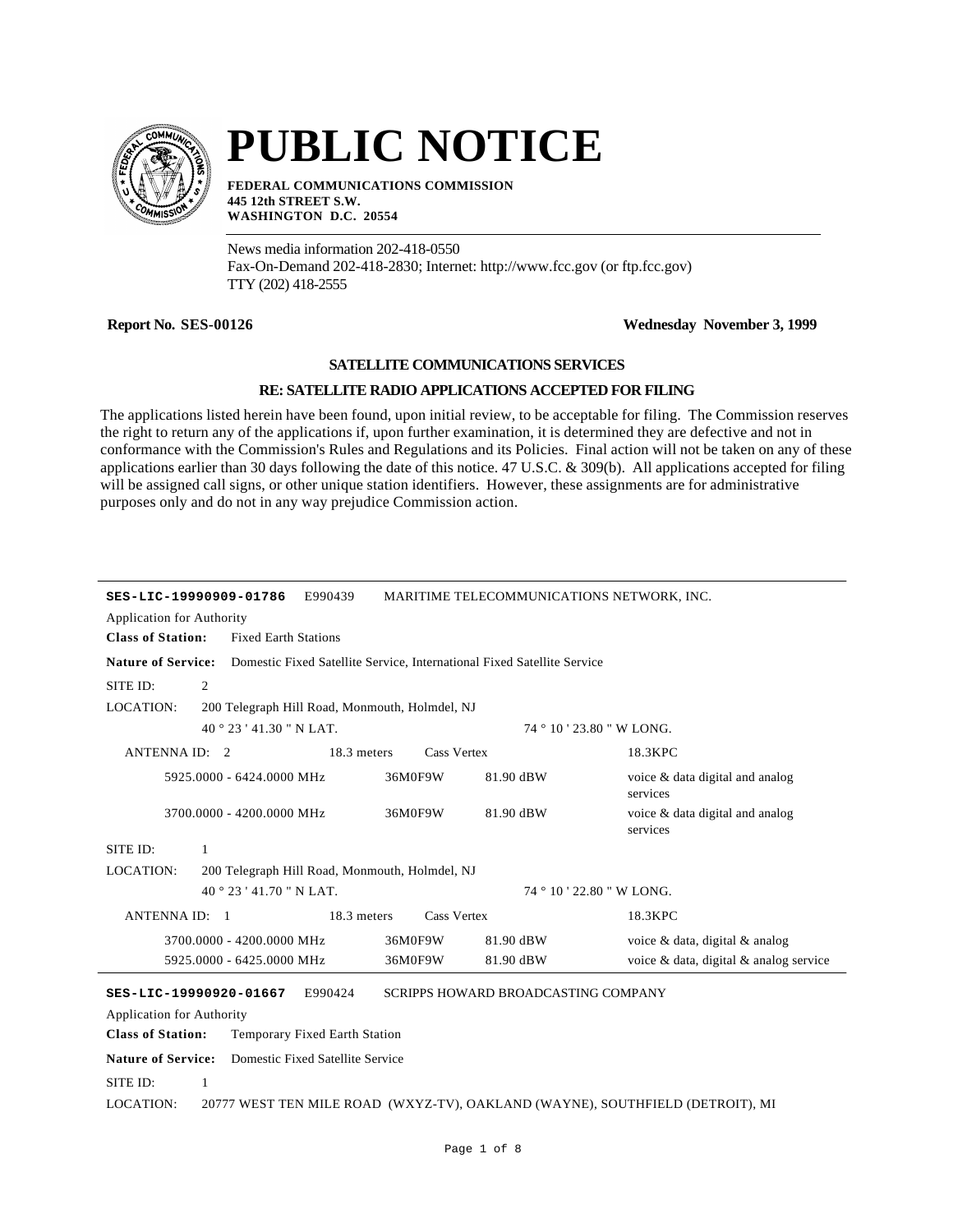# PUBLIC NOTICE

**FEDERAL COMMUNICATIONS COMMISSION**
**445 12th STREET S.W.**
**WASHINGTON D.C. 20554**

News media information 202-418-0550
Fax-On-Demand 202-418-2830; Internet: http://www.fcc.gov (or ftp.fcc.gov)
TTY (202) 418-2555

**Report No. SES-00126** **Wednesday November 3, 1999**

### SATELLITE COMMUNICATIONS SERVICES

### RE: SATELLITE RADIO APPLICATIONS ACCEPTED FOR FILING

The applications listed herein have been found, upon initial review, to be acceptable for filing. The Commission reserves the right to return any of the applications if, upon further examination, it is determined they are defective and not in conformance with the Commission's Rules and Regulations and its Policies. Final action will not be taken on any of these applications earlier than 30 days following the date of this notice. 47 U.S.C. & 309(b). All applications accepted for filing will be assigned call signs, or other unique station identifiers. However, these assignments are for administrative purposes only and do not in any way prejudice Commission action.

---

**SES-LIC-19990909-01786** E990439 MARITIME TELECOMMUNICATIONS NETWORK, INC.

Application for Authority

**Class of Station:** Fixed Earth Stations

**Nature of Service:** Domestic Fixed Satellite Service, International Fixed Satellite Service

SITE ID: 2

LOCATION: 200 Telegraph Hill Road, Monmouth, Holmdel, NJ

40 ° 23 ' 41.30 " N LAT. 74 ° 10 ' 23.80 " W LONG.

ANTENNA ID: 2 18.3 meters Cass Vertex 18.3KPC

| Frequency | Emission | Power | Service |
|---|---|---|---|
| 5925.0000 - 6424.0000 MHz | 36M0F9W | 81.90 dBW | voice & data digital and analog services |
| 3700.0000 - 4200.0000 MHz | 36M0F9W | 81.90 dBW | voice & data digital and analog services |

SITE ID: 1

LOCATION: 200 Telegraph Hill Road, Monmouth, Holmdel, NJ

40 ° 23 ' 41.70 " N LAT. 74 ° 10 ' 22.80 " W LONG.

ANTENNA ID: 1 18.3 meters Cass Vertex 18.3KPC

| Frequency | Emission | Power | Service |
|---|---|---|---|
| 3700.0000 - 4200.0000 MHz | 36M0F9W | 81.90 dBW | voice & data, digital & analog |
| 5925.0000 - 6425.0000 MHz | 36M0F9W | 81.90 dBW | voice & data, digital & analog service |

---

**SES-LIC-19990920-01667** E990424 SCRIPPS HOWARD BROADCASTING COMPANY

Application for Authority

**Class of Station:** Temporary Fixed Earth Station

**Nature of Service:** Domestic Fixed Satellite Service

SITE ID: 1

LOCATION: 20777 WEST TEN MILE ROAD (WXYZ-TV), OAKLAND (WAYNE), SOUTHFIELD (DETROIT), MI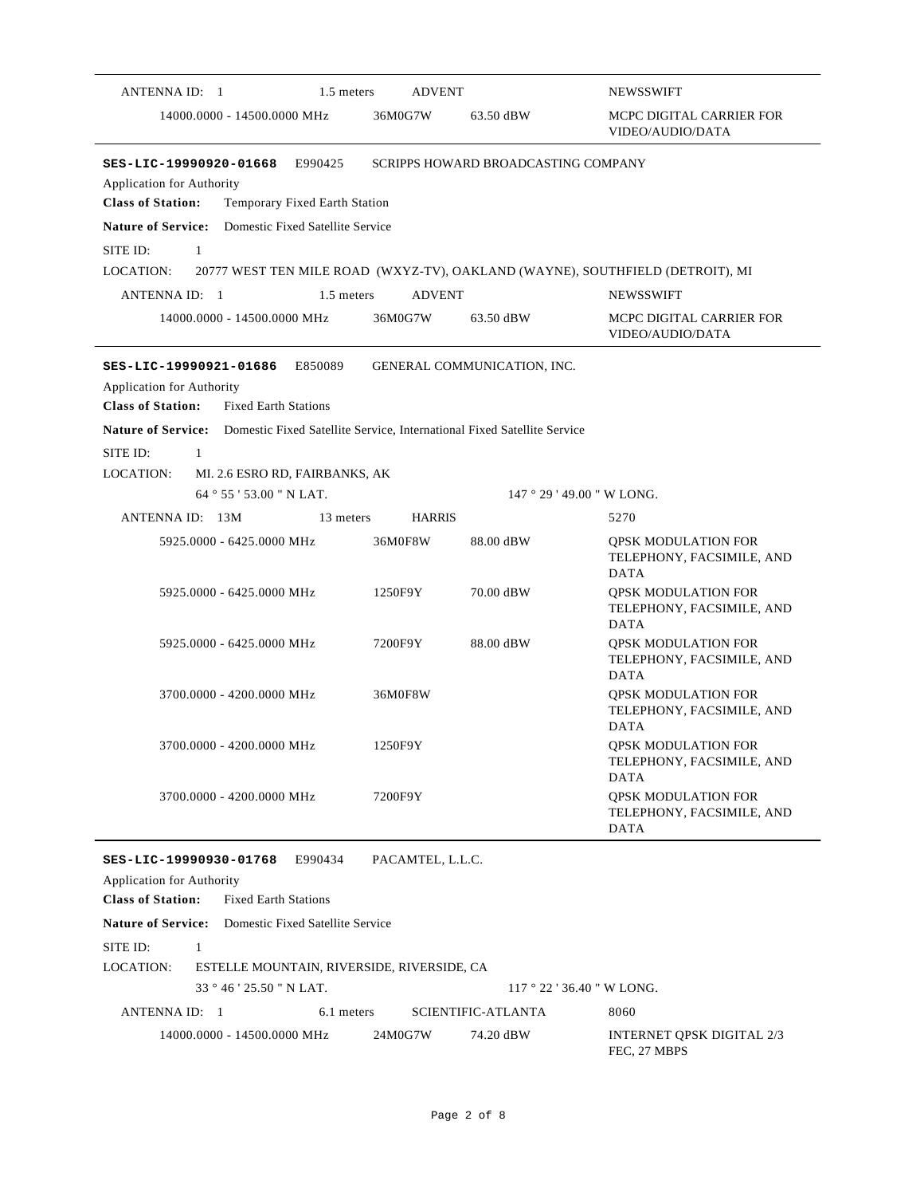| ANTENNA ID: 1 | 1.5 meters | ADVENT | | NEWSSWIFT |
|---|---|---|---|---|
| 14000.0000 - 14500.0000 MHz | | 36M0G7W | 63.50 dBW | MCPC DIGITAL CARRIER FOR VIDEO/AUDIO/DATA |

---

**SES-LIC-19990920-01668** E990425 SCRIPPS HOWARD BROADCASTING COMPANY

Application for Authority

**Class of Station:** Temporary Fixed Earth Station

**Nature of Service:** Domestic Fixed Satellite Service

SITE ID: 1

LOCATION: 20777 WEST TEN MILE ROAD (WXYZ-TV), OAKLAND (WAYNE), SOUTHFIELD (DETROIT), MI

| ANTENNA ID: 1 | 1.5 meters | ADVENT | | NEWSSWIFT |
|---|---|---|---|---|
| 14000.0000 - 14500.0000 MHz | | 36M0G7W | 63.50 dBW | MCPC DIGITAL CARRIER FOR VIDEO/AUDIO/DATA |

---

**SES-LIC-19990921-01686** E850089 GENERAL COMMUNICATION, INC.

Application for Authority

**Class of Station:** Fixed Earth Stations

**Nature of Service:** Domestic Fixed Satellite Service, International Fixed Satellite Service

SITE ID: 1

LOCATION: MI. 2.6 ESRO RD, FAIRBANKS, AK

64 ° 55 ' 53.00 " N LAT. 147 ° 29 ' 49.00 " W LONG.

| ANTENNA ID: 13M | 13 meters | HARRIS | | 5270 |
|---|---|---|---|---|
| 5925.0000 - 6425.0000 MHz | | 36M0F8W | 88.00 dBW | QPSK MODULATION FOR TELEPHONY, FACSIMILE, AND DATA |
| 5925.0000 - 6425.0000 MHz | | 1250F9Y | 70.00 dBW | QPSK MODULATION FOR TELEPHONY, FACSIMILE, AND DATA |
| 5925.0000 - 6425.0000 MHz | | 7200F9Y | 88.00 dBW | QPSK MODULATION FOR TELEPHONY, FACSIMILE, AND DATA |
| 3700.0000 - 4200.0000 MHz | | 36M0F8W | | QPSK MODULATION FOR TELEPHONY, FACSIMILE, AND DATA |
| 3700.0000 - 4200.0000 MHz | | 1250F9Y | | QPSK MODULATION FOR TELEPHONY, FACSIMILE, AND DATA |
| 3700.0000 - 4200.0000 MHz | | 7200F9Y | | QPSK MODULATION FOR TELEPHONY, FACSIMILE, AND DATA |

---

**SES-LIC-19990930-01768** E990434 PACAMTEL, L.L.C.

Application for Authority

**Class of Station:** Fixed Earth Stations

**Nature of Service:** Domestic Fixed Satellite Service

SITE ID: 1

LOCATION: ESTELLE MOUNTAIN, RIVERSIDE, RIVERSIDE, CA

33 ° 46 ' 25.50 " N LAT. 117 ° 22 ' 36.40 " W LONG.

| ANTENNA ID: 1 | 6.1 meters | SCIENTIFIC-ATLANTA | | 8060 |
|---|---|---|---|---|
| 14000.0000 - 14500.0000 MHz | | 24M0G7W | 74.20 dBW | INTERNET QPSK DIGITAL 2/3 FEC, 27 MBPS |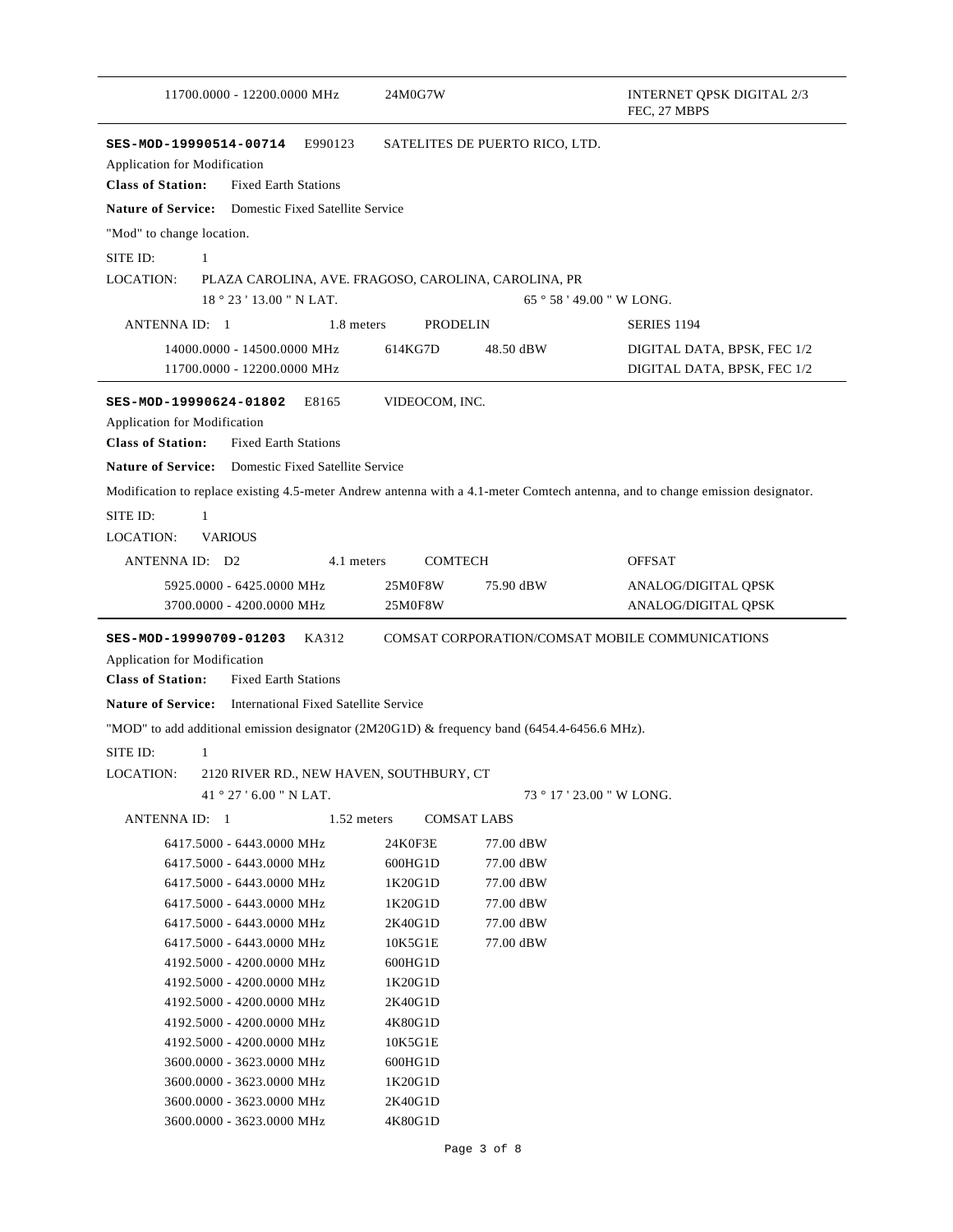| | | |
|---|---|---|
| 11700.0000 - 12200.0000 MHz | 24M0G7W | INTERNET QPSK DIGITAL 2/3 FEC, 27 MBPS |

---

**SES-MOD-19990514-00714** E990123 SATELITES DE PUERTO RICO, LTD.

Application for Modification

**Class of Station:** Fixed Earth Stations

**Nature of Service:** Domestic Fixed Satellite Service

"Mod" to change location.

SITE ID: 1

LOCATION: PLAZA CAROLINA, AVE. FRAGOSO, CAROLINA, CAROLINA, PR

18 ° 23 ' 13.00 " N LAT. 65 ° 58 ' 49.00 " W LONG.

ANTENNA ID: 1 1.8 meters PRODELIN SERIES 1194

| | | | |
|---|---|---|---|
| 14000.0000 - 14500.0000 MHz | 614KG7D | 48.50 dBW | DIGITAL DATA, BPSK, FEC 1/2 |
| 11700.0000 - 12200.0000 MHz | | | DIGITAL DATA, BPSK, FEC 1/2 |

---

**SES-MOD-19990624-01802** E8165 VIDEOCOM, INC.

Application for Modification

**Class of Station:** Fixed Earth Stations

**Nature of Service:** Domestic Fixed Satellite Service

Modification to replace existing 4.5-meter Andrew antenna with a 4.1-meter Comtech antenna, and to change emission designator.

SITE ID: 1

LOCATION: VARIOUS

ANTENNA ID: D2 4.1 meters COMTECH OFFSAT

| | | | |
|---|---|---|---|
| 5925.0000 - 6425.0000 MHz | 25M0F8W | 75.90 dBW | ANALOG/DIGITAL QPSK |
| 3700.0000 - 4200.0000 MHz | 25M0F8W | | ANALOG/DIGITAL QPSK |

---

**SES-MOD-19990709-01203** KA312 COMSAT CORPORATION/COMSAT MOBILE COMMUNICATIONS

Application for Modification

**Class of Station:** Fixed Earth Stations

**Nature of Service:** International Fixed Satellite Service

"MOD" to add additional emission designator (2M20G1D) & frequency band (6454.4-6456.6 MHz).

SITE ID: 1

LOCATION: 2120 RIVER RD., NEW HAVEN, SOUTHBURY, CT

41 ° 27 ' 6.00 " N LAT. 73 ° 17 ' 23.00 " W LONG.

ANTENNA ID: 1 1.52 meters COMSAT LABS

| | | |
|---|---|---|
| 6417.5000 - 6443.0000 MHz | 24K0F3E | 77.00 dBW |
| 6417.5000 - 6443.0000 MHz | 600HG1D | 77.00 dBW |
| 6417.5000 - 6443.0000 MHz | 1K20G1D | 77.00 dBW |
| 6417.5000 - 6443.0000 MHz | 1K20G1D | 77.00 dBW |
| 6417.5000 - 6443.0000 MHz | 2K40G1D | 77.00 dBW |
| 6417.5000 - 6443.0000 MHz | 10K5G1E | 77.00 dBW |
| 4192.5000 - 4200.0000 MHz | 600HG1D | |
| 4192.5000 - 4200.0000 MHz | 1K20G1D | |
| 4192.5000 - 4200.0000 MHz | 2K40G1D | |
| 4192.5000 - 4200.0000 MHz | 4K80G1D | |
| 4192.5000 - 4200.0000 MHz | 10K5G1E | |
| 3600.0000 - 3623.0000 MHz | 600HG1D | |
| 3600.0000 - 3623.0000 MHz | 1K20G1D | |
| 3600.0000 - 3623.0000 MHz | 2K40G1D | |
| 3600.0000 - 3623.0000 MHz | 4K80G1D | |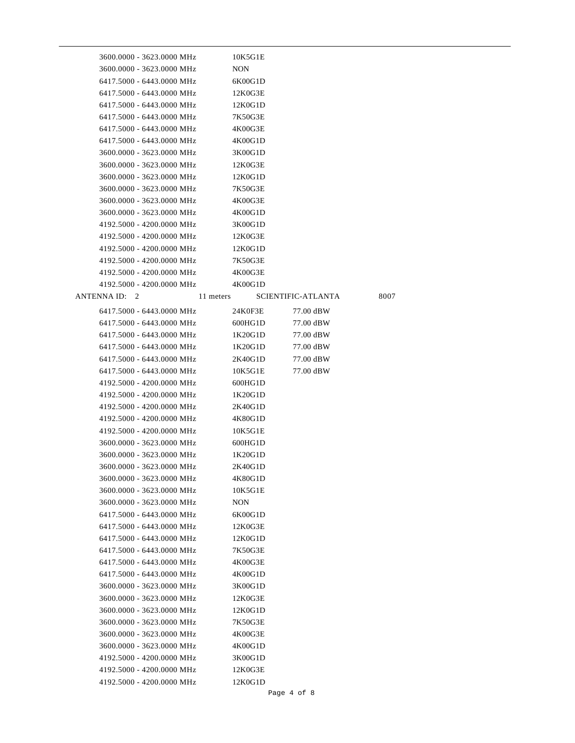| | | |
|---|---|---|
| 3600.0000 - 3623.0000 MHz | 10K5G1E | |
| 3600.0000 - 3623.0000 MHz | NON | |
| 6417.5000 - 6443.0000 MHz | 6K00G1D | |
| 6417.5000 - 6443.0000 MHz | 12K0G3E | |
| 6417.5000 - 6443.0000 MHz | 12K0G1D | |
| 6417.5000 - 6443.0000 MHz | 7K50G3E | |
| 6417.5000 - 6443.0000 MHz | 4K00G3E | |
| 6417.5000 - 6443.0000 MHz | 4K00G1D | |
| 3600.0000 - 3623.0000 MHz | 3K00G1D | |
| 3600.0000 - 3623.0000 MHz | 12K0G3E | |
| 3600.0000 - 3623.0000 MHz | 12K0G1D | |
| 3600.0000 - 3623.0000 MHz | 7K50G3E | |
| 3600.0000 - 3623.0000 MHz | 4K00G3E | |
| 3600.0000 - 3623.0000 MHz | 4K00G1D | |
| 4192.5000 - 4200.0000 MHz | 3K00G1D | |
| 4192.5000 - 4200.0000 MHz | 12K0G3E | |
| 4192.5000 - 4200.0000 MHz | 12K0G1D | |
| 4192.5000 - 4200.0000 MHz | 7K50G3E | |
| 4192.5000 - 4200.0000 MHz | 4K00G3E | |
| 4192.5000 - 4200.0000 MHz | 4K00G1D | |

ANTENNA ID: 2 11 meters SCIENTIFIC-ATLANTA 8007

| | | |
|---|---|---|
| 6417.5000 - 6443.0000 MHz | 24K0F3E | 77.00 dBW |
| 6417.5000 - 6443.0000 MHz | 600HG1D | 77.00 dBW |
| 6417.5000 - 6443.0000 MHz | 1K20G1D | 77.00 dBW |
| 6417.5000 - 6443.0000 MHz | 1K20G1D | 77.00 dBW |
| 6417.5000 - 6443.0000 MHz | 2K40G1D | 77.00 dBW |
| 6417.5000 - 6443.0000 MHz | 10K5G1E | 77.00 dBW |
| 4192.5000 - 4200.0000 MHz | 600HG1D | |
| 4192.5000 - 4200.0000 MHz | 1K20G1D | |
| 4192.5000 - 4200.0000 MHz | 2K40G1D | |
| 4192.5000 - 4200.0000 MHz | 4K80G1D | |
| 4192.5000 - 4200.0000 MHz | 10K5G1E | |
| 3600.0000 - 3623.0000 MHz | 600HG1D | |
| 3600.0000 - 3623.0000 MHz | 1K20G1D | |
| 3600.0000 - 3623.0000 MHz | 2K40G1D | |
| 3600.0000 - 3623.0000 MHz | 4K80G1D | |
| 3600.0000 - 3623.0000 MHz | 10K5G1E | |
| 3600.0000 - 3623.0000 MHz | NON | |
| 6417.5000 - 6443.0000 MHz | 6K00G1D | |
| 6417.5000 - 6443.0000 MHz | 12K0G3E | |
| 6417.5000 - 6443.0000 MHz | 12K0G1D | |
| 6417.5000 - 6443.0000 MHz | 7K50G3E | |
| 6417.5000 - 6443.0000 MHz | 4K00G3E | |
| 6417.5000 - 6443.0000 MHz | 4K00G1D | |
| 3600.0000 - 3623.0000 MHz | 3K00G1D | |
| 3600.0000 - 3623.0000 MHz | 12K0G3E | |
| 3600.0000 - 3623.0000 MHz | 12K0G1D | |
| 3600.0000 - 3623.0000 MHz | 7K50G3E | |
| 3600.0000 - 3623.0000 MHz | 4K00G3E | |
| 3600.0000 - 3623.0000 MHz | 4K00G1D | |
| 4192.5000 - 4200.0000 MHz | 3K00G1D | |
| 4192.5000 - 4200.0000 MHz | 12K0G3E | |
| 4192.5000 - 4200.0000 MHz | 12K0G1D | |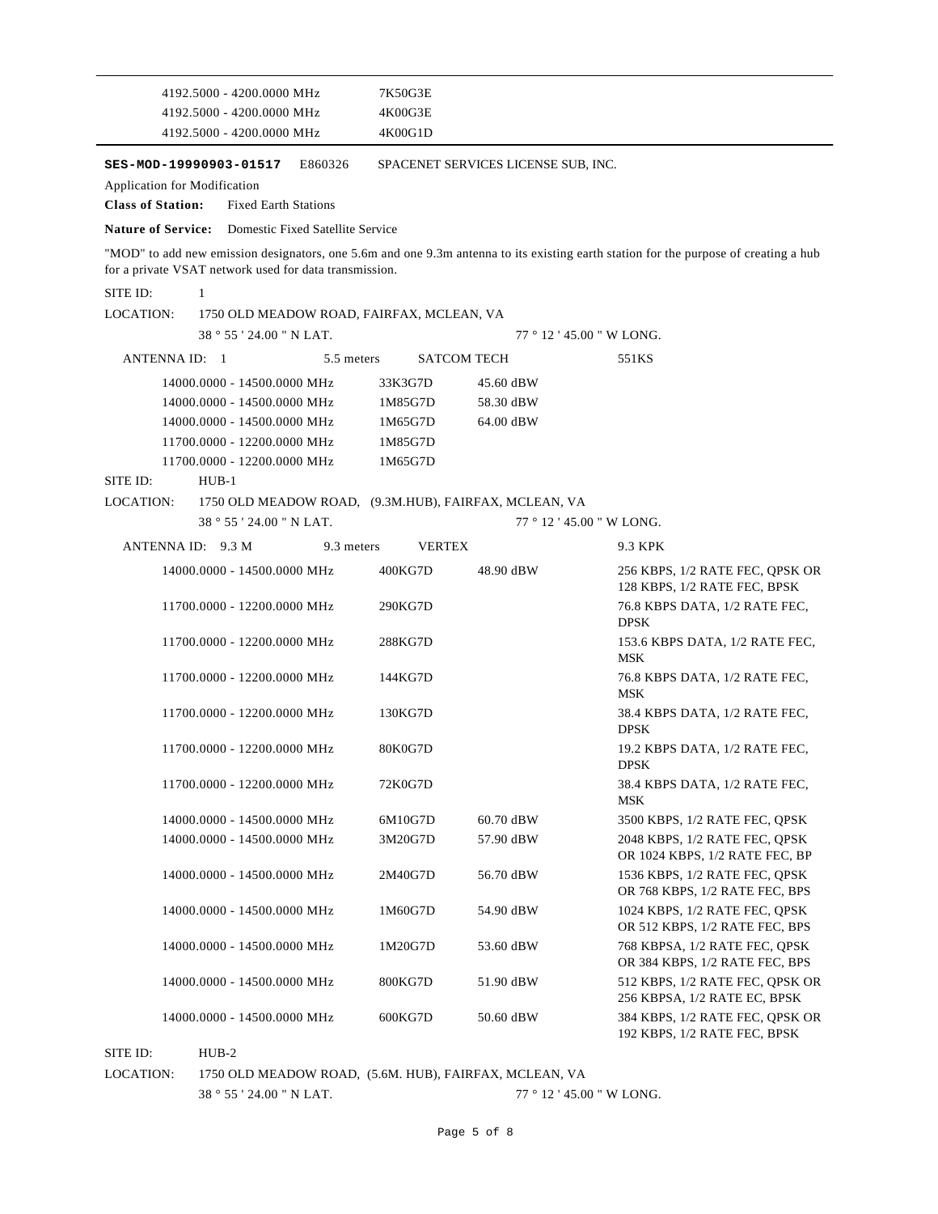| | | |
|---|---|---|
| 4192.5000 - 4200.0000 MHz | 7K50G3E | |
| 4192.5000 - 4200.0000 MHz | 4K00G3E | |
| 4192.5000 - 4200.0000 MHz | 4K00G1D | |

---

**SES-MOD-19990903-01517** E860326 SPACENET SERVICES LICENSE SUB, INC.

Application for Modification

**Class of Station:** Fixed Earth Stations

**Nature of Service:** Domestic Fixed Satellite Service

"MOD" to add new emission designators, one 5.6m and one 9.3m antenna to its existing earth station for the purpose of creating a hub for a private VSAT network used for data transmission.

SITE ID: 1

LOCATION: 1750 OLD MEADOW ROAD, FAIRFAX, MCLEAN, VA

38 ° 55 ' 24.00 " N LAT. 77 ° 12 ' 45.00 " W LONG.

ANTENNA ID: 1 5.5 meters SATCOM TECH 551KS

| Frequency | Emission | EIRP |
|---|---|---|
| 14000.0000 - 14500.0000 MHz | 33K3G7D | 45.60 dBW |
| 14000.0000 - 14500.0000 MHz | 1M85G7D | 58.30 dBW |
| 14000.0000 - 14500.0000 MHz | 1M65G7D | 64.00 dBW |
| 11700.0000 - 12200.0000 MHz | 1M85G7D | |
| 11700.0000 - 12200.0000 MHz | 1M65G7D | |

SITE ID: HUB-1

LOCATION: 1750 OLD MEADOW ROAD, (9.3M.HUB), FAIRFAX, MCLEAN, VA

38 ° 55 ' 24.00 " N LAT. 77 ° 12 ' 45.00 " W LONG.

ANTENNA ID: 9.3 M 9.3 meters VERTEX 9.3 KPK

| Frequency | Emission | EIRP | Description |
|---|---|---|---|
| 14000.0000 - 14500.0000 MHz | 400KG7D | 48.90 dBW | 256 KBPS, 1/2 RATE FEC, QPSK OR 128 KBPS, 1/2 RATE FEC, BPSK |
| 11700.0000 - 12200.0000 MHz | 290KG7D | | 76.8 KBPS DATA, 1/2 RATE FEC, DPSK |
| 11700.0000 - 12200.0000 MHz | 288KG7D | | 153.6 KBPS DATA, 1/2 RATE FEC, MSK |
| 11700.0000 - 12200.0000 MHz | 144KG7D | | 76.8 KBPS DATA, 1/2 RATE FEC, MSK |
| 11700.0000 - 12200.0000 MHz | 130KG7D | | 38.4 KBPS DATA, 1/2 RATE FEC, DPSK |
| 11700.0000 - 12200.0000 MHz | 80K0G7D | | 19.2 KBPS DATA, 1/2 RATE FEC, DPSK |
| 11700.0000 - 12200.0000 MHz | 72K0G7D | | 38.4 KBPS DATA, 1/2 RATE FEC, MSK |
| 14000.0000 - 14500.0000 MHz | 6M10G7D | 60.70 dBW | 3500 KBPS, 1/2 RATE FEC, QPSK |
| 14000.0000 - 14500.0000 MHz | 3M20G7D | 57.90 dBW | 2048 KBPS, 1/2 RATE FEC, QPSK OR 1024 KBPS, 1/2 RATE FEC, BP |
| 14000.0000 - 14500.0000 MHz | 2M40G7D | 56.70 dBW | 1536 KBPS, 1/2 RATE FEC, QPSK OR 768 KBPS, 1/2 RATE FEC, BPS |
| 14000.0000 - 14500.0000 MHz | 1M60G7D | 54.90 dBW | 1024 KBPS, 1/2 RATE FEC, QPSK OR 512 KBPS, 1/2 RATE FEC, BPS |
| 14000.0000 - 14500.0000 MHz | 1M20G7D | 53.60 dBW | 768 KBPSA, 1/2 RATE FEC, QPSK OR 384 KBPS, 1/2 RATE FEC, BPS |
| 14000.0000 - 14500.0000 MHz | 800KG7D | 51.90 dBW | 512 KBPS, 1/2 RATE FEC, QPSK OR 256 KBPSA, 1/2 RATE EC, BPSK |
| 14000.0000 - 14500.0000 MHz | 600KG7D | 50.60 dBW | 384 KBPS, 1/2 RATE FEC, QPSK OR 192 KBPS, 1/2 RATE FEC, BPSK |

SITE ID: HUB-2

LOCATION: 1750 OLD MEADOW ROAD, (5.6M. HUB), FAIRFAX, MCLEAN, VA

38 ° 55 ' 24.00 " N LAT. 77 ° 12 ' 45.00 " W LONG.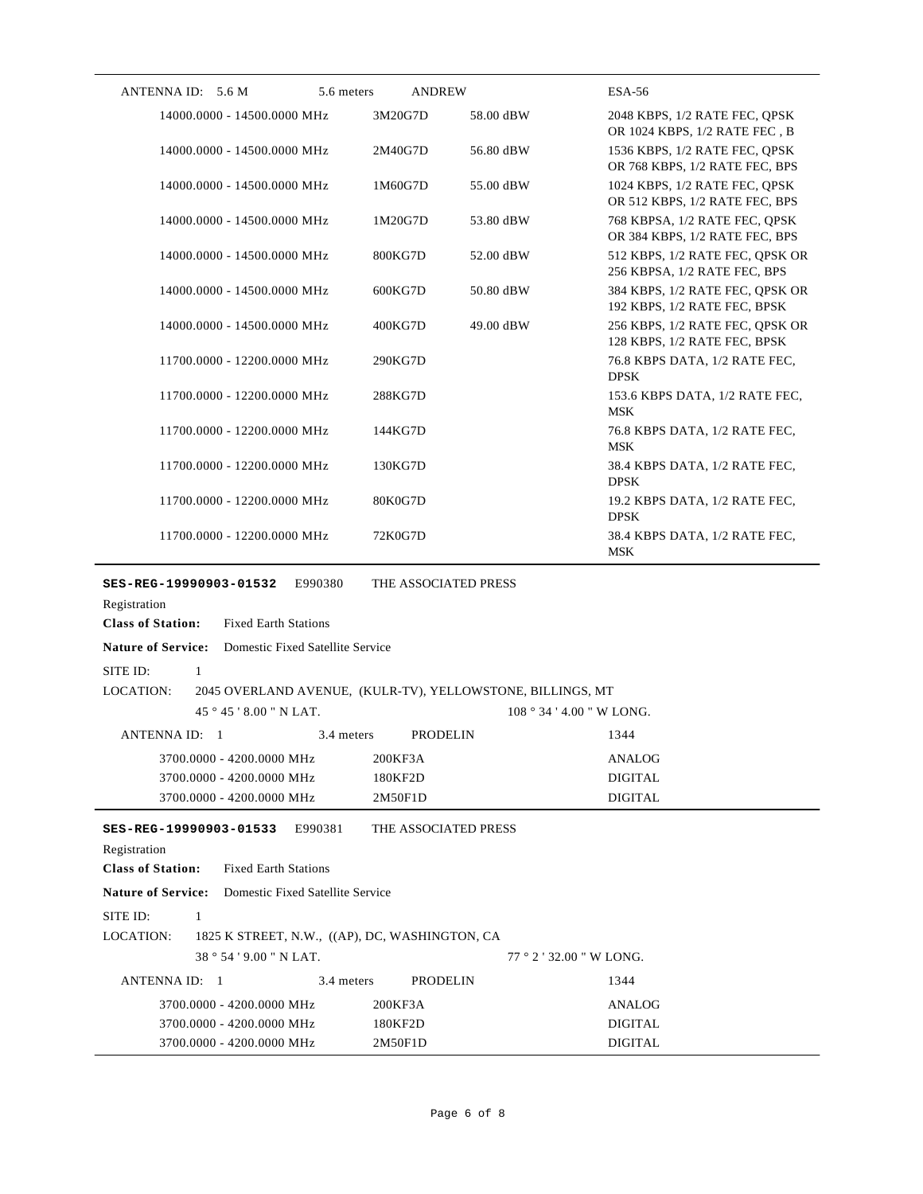| ANTENNA ID: 5.6 M | 5.6 meters | ANDREW | | ESA-56 |
|---|---|---|---|---|
| 14000.0000 - 14500.0000 MHz | | 3M20G7D | 58.00 dBW | 2048 KBPS, 1/2 RATE FEC, QPSK OR 1024 KBPS, 1/2 RATE FEC , B |
| 14000.0000 - 14500.0000 MHz | | 2M40G7D | 56.80 dBW | 1536 KBPS, 1/2 RATE FEC, QPSK OR 768 KBPS, 1/2 RATE FEC, BPS |
| 14000.0000 - 14500.0000 MHz | | 1M60G7D | 55.00 dBW | 1024 KBPS, 1/2 RATE FEC, QPSK OR 512 KBPS, 1/2 RATE FEC, BPS |
| 14000.0000 - 14500.0000 MHz | | 1M20G7D | 53.80 dBW | 768 KBPSA, 1/2 RATE FEC, QPSK OR 384 KBPS, 1/2 RATE FEC, BPS |
| 14000.0000 - 14500.0000 MHz | | 800KG7D | 52.00 dBW | 512 KBPS, 1/2 RATE FEC, QPSK OR 256 KBPSA, 1/2 RATE FEC, BPS |
| 14000.0000 - 14500.0000 MHz | | 600KG7D | 50.80 dBW | 384 KBPS, 1/2 RATE FEC, QPSK OR 192 KBPS, 1/2 RATE FEC, BPSK |
| 14000.0000 - 14500.0000 MHz | | 400KG7D | 49.00 dBW | 256 KBPS, 1/2 RATE FEC, QPSK OR 128 KBPS, 1/2 RATE FEC, BPSK |
| 11700.0000 - 12200.0000 MHz | | 290KG7D | | 76.8 KBPS DATA, 1/2 RATE FEC, DPSK |
| 11700.0000 - 12200.0000 MHz | | 288KG7D | | 153.6 KBPS DATA, 1/2 RATE FEC, MSK |
| 11700.0000 - 12200.0000 MHz | | 144KG7D | | 76.8 KBPS DATA, 1/2 RATE FEC, MSK |
| 11700.0000 - 12200.0000 MHz | | 130KG7D | | 38.4 KBPS DATA, 1/2 RATE FEC, DPSK |
| 11700.0000 - 12200.0000 MHz | | 80K0G7D | | 19.2 KBPS DATA, 1/2 RATE FEC, DPSK |
| 11700.0000 - 12200.0000 MHz | | 72K0G7D | | 38.4 KBPS DATA, 1/2 RATE FEC, MSK |

**SES-REG-19990903-01532** E990380 THE ASSOCIATED PRESS

Registration

**Class of Station:** Fixed Earth Stations

**Nature of Service:** Domestic Fixed Satellite Service

SITE ID: 1

LOCATION: 2045 OVERLAND AVENUE, (KULR-TV), YELLOWSTONE, BILLINGS, MT

45 ° 45 ' 8.00 " N LAT. 108 ° 34 ' 4.00 " W LONG.

| ANTENNA ID: 1 | 3.4 meters | PRODELIN | 1344 |
|---|---|---|---|
| 3700.0000 - 4200.0000 MHz | | 200KF3A | ANALOG |
| 3700.0000 - 4200.0000 MHz | | 180KF2D | DIGITAL |
| 3700.0000 - 4200.0000 MHz | | 2M50F1D | DIGITAL |

**SES-REG-19990903-01533** E990381 THE ASSOCIATED PRESS

Registration

**Class of Station:** Fixed Earth Stations

**Nature of Service:** Domestic Fixed Satellite Service

SITE ID: 1

LOCATION: 1825 K STREET, N.W., ((AP), DC, WASHINGTON, CA

38 ° 54 ' 9.00 " N LAT. 77 ° 2 ' 32.00 " W LONG.

| ANTENNA ID: 1 | 3.4 meters | PRODELIN | 1344 |
|---|---|---|---|
| 3700.0000 - 4200.0000 MHz | | 200KF3A | ANALOG |
| 3700.0000 - 4200.0000 MHz | | 180KF2D | DIGITAL |
| 3700.0000 - 4200.0000 MHz | | 2M50F1D | DIGITAL |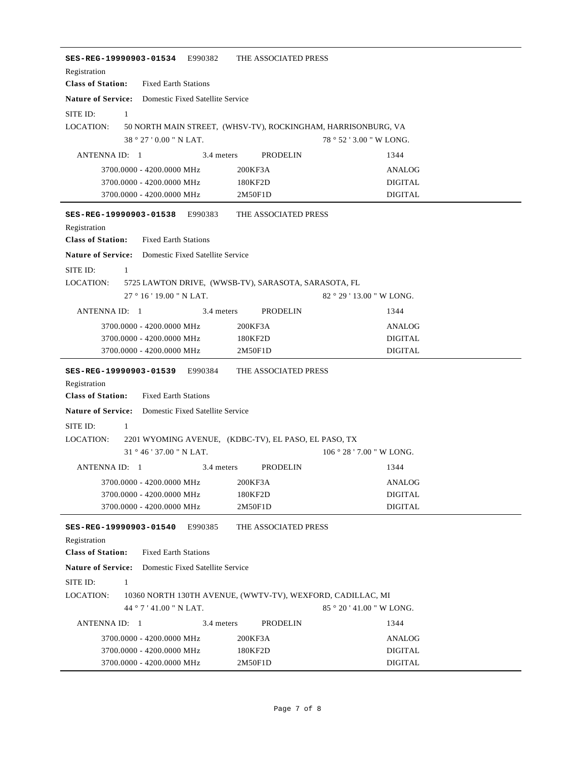**SES-REG-19990903-01534** E990382 THE ASSOCIATED PRESS

Registration

**Class of Station:** Fixed Earth Stations

**Nature of Service:** Domestic Fixed Satellite Service

SITE ID: 1

LOCATION: 50 NORTH MAIN STREET, (WHSV-TV), ROCKINGHAM, HARRISONBURG, VA

38 ° 27 ' 0.00 " N LAT. 78 ° 52 ' 3.00 " W LONG.

ANTENNA ID: 1 3.4 meters PRODELIN 1344

| | | |
|---|---|---|
| 3700.0000 - 4200.0000 MHz | 200KF3A | ANALOG |
| 3700.0000 - 4200.0000 MHz | 180KF2D | DIGITAL |
| 3700.0000 - 4200.0000 MHz | 2M50F1D | DIGITAL |

---

**SES-REG-19990903-01538** E990383 THE ASSOCIATED PRESS

Registration

**Class of Station:** Fixed Earth Stations

**Nature of Service:** Domestic Fixed Satellite Service

SITE ID: 1

LOCATION: 5725 LAWTON DRIVE, (WWSB-TV), SARASOTA, SARASOTA, FL

27 ° 16 ' 19.00 " N LAT. 82 ° 29 ' 13.00 " W LONG.

ANTENNA ID: 1 3.4 meters PRODELIN 1344

| | | |
|---|---|---|
| 3700.0000 - 4200.0000 MHz | 200KF3A | ANALOG |
| 3700.0000 - 4200.0000 MHz | 180KF2D | DIGITAL |
| 3700.0000 - 4200.0000 MHz | 2M50F1D | DIGITAL |

---

**SES-REG-19990903-01539** E990384 THE ASSOCIATED PRESS

Registration

**Class of Station:** Fixed Earth Stations

**Nature of Service:** Domestic Fixed Satellite Service

SITE ID: 1

LOCATION: 2201 WYOMING AVENUE, (KDBC-TV), EL PASO, EL PASO, TX

31 ° 46 ' 37.00 " N LAT. 106 ° 28 ' 7.00 " W LONG.

ANTENNA ID: 1 3.4 meters PRODELIN 1344

| | | |
|---|---|---|
| 3700.0000 - 4200.0000 MHz | 200KF3A | ANALOG |
| 3700.0000 - 4200.0000 MHz | 180KF2D | DIGITAL |
| 3700.0000 - 4200.0000 MHz | 2M50F1D | DIGITAL |

---

**SES-REG-19990903-01540** E990385 THE ASSOCIATED PRESS

Registration

**Class of Station:** Fixed Earth Stations

**Nature of Service:** Domestic Fixed Satellite Service

SITE ID: 1

LOCATION: 10360 NORTH 130TH AVENUE, (WWTV-TV), WEXFORD, CADILLAC, MI

44 ° 7 ' 41.00 " N LAT. 85 ° 20 ' 41.00 " W LONG.

ANTENNA ID: 1 3.4 meters PRODELIN 1344

| | | |
|---|---|---|
| 3700.0000 - 4200.0000 MHz | 200KF3A | ANALOG |
| 3700.0000 - 4200.0000 MHz | 180KF2D | DIGITAL |
| 3700.0000 - 4200.0000 MHz | 2M50F1D | DIGITAL |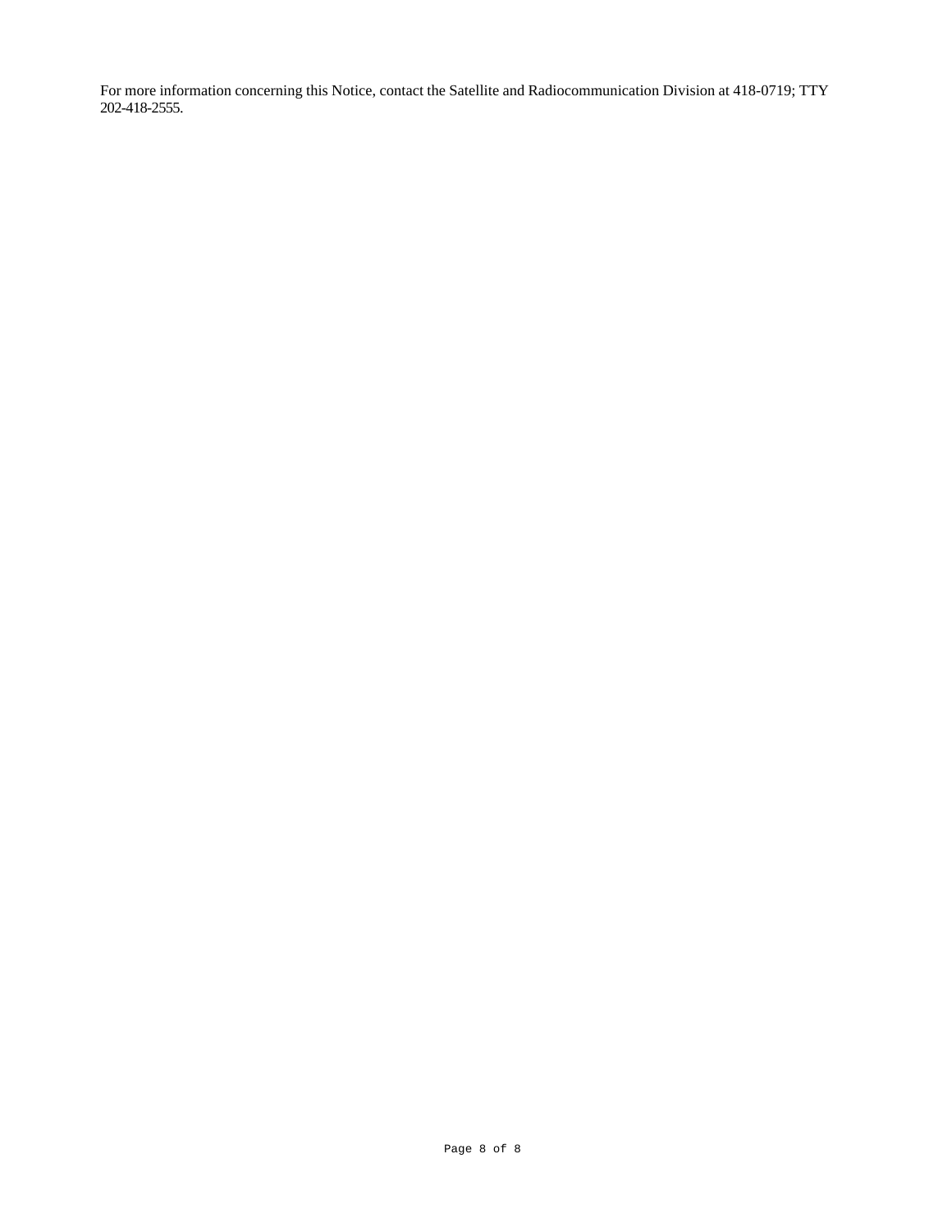For more information concerning this Notice, contact the Satellite and Radiocommunication Division at 418-0719; TTY 202-418-2555.